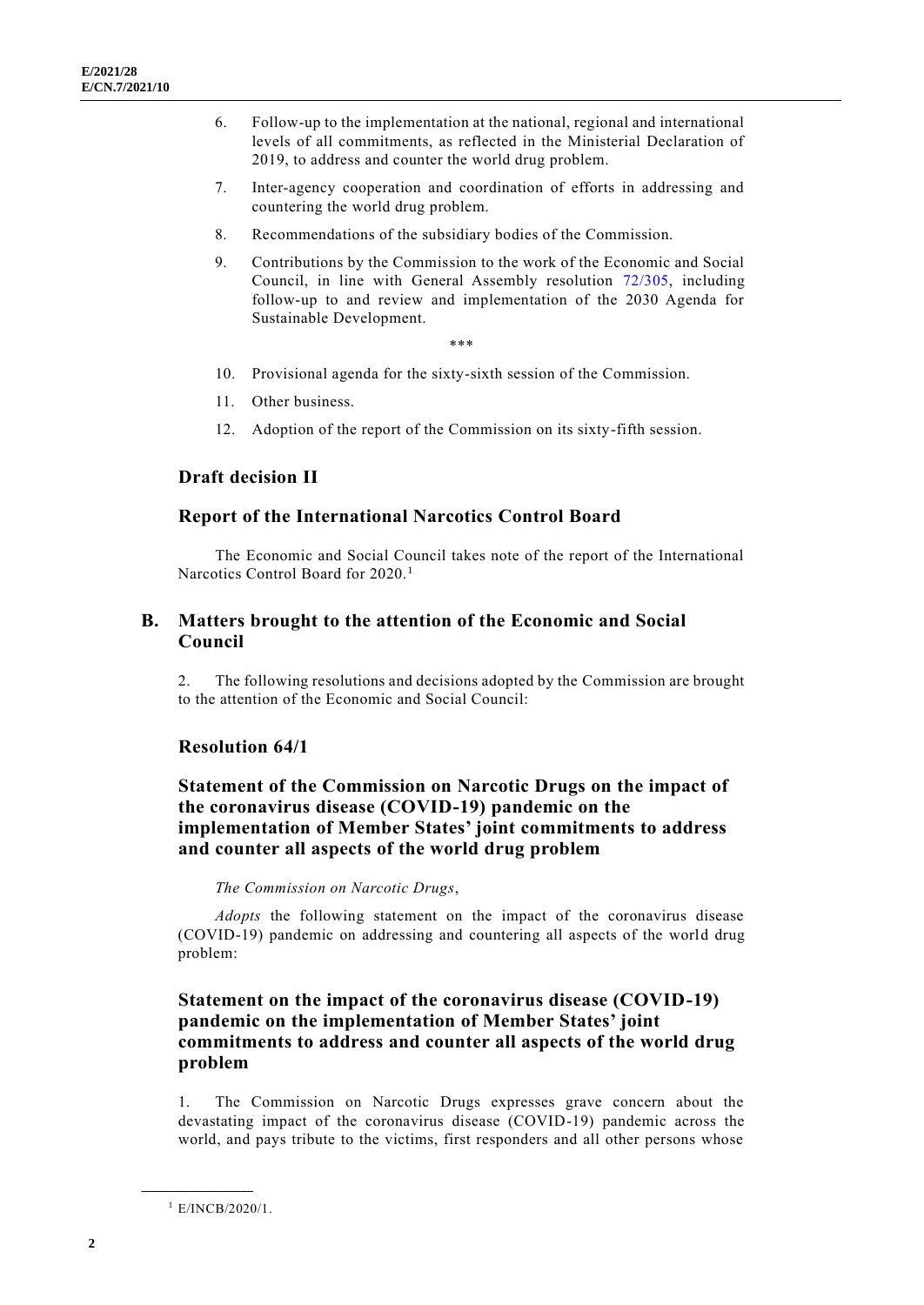6. Follow-up to the implementation at the national, regional and international levels of all commitments, as reflected in the Ministerial Declaration of 2019, to address and counter the world drug problem.

7. Inter-agency cooperation and coordination of efforts in addressing and countering the world drug problem.

8. Recommendations of the subsidiary bodies of the Commission.

9. Contributions by the Commission to the work of the Economic and Social Council, in line with General Assembly resolution 72/305, including follow-up to and review and implementation of the 2030 Agenda for Sustainable Development.

\*\*\*

10. Provisional agenda for the sixty-sixth session of the Commission.

11. Other business.

12. Adoption of the report of the Commission on its sixty-fifth session.

### Draft decision II

### Report of the International Narcotics Control Board

The Economic and Social Council takes note of the report of the International Narcotics Control Board for 2020.[1]

## B. Matters brought to the attention of the Economic and Social Council

2. The following resolutions and decisions adopted by the Commission are brought to the attention of the Economic and Social Council:

### Resolution 64/1

### Statement of the Commission on Narcotic Drugs on the impact of the coronavirus disease (COVID-19) pandemic on the implementation of Member States' joint commitments to address and counter all aspects of the world drug problem

*The Commission on Narcotic Drugs*,

*Adopts* the following statement on the impact of the coronavirus disease (COVID-19) pandemic on addressing and countering all aspects of the world drug problem:

### Statement on the impact of the coronavirus disease (COVID-19) pandemic on the implementation of Member States' joint commitments to address and counter all aspects of the world drug problem

1. The Commission on Narcotic Drugs expresses grave concern about the devastating impact of the coronavirus disease (COVID-19) pandemic across the world, and pays tribute to the victims, first responders and all other persons whose

[1] E/INCB/2020/1.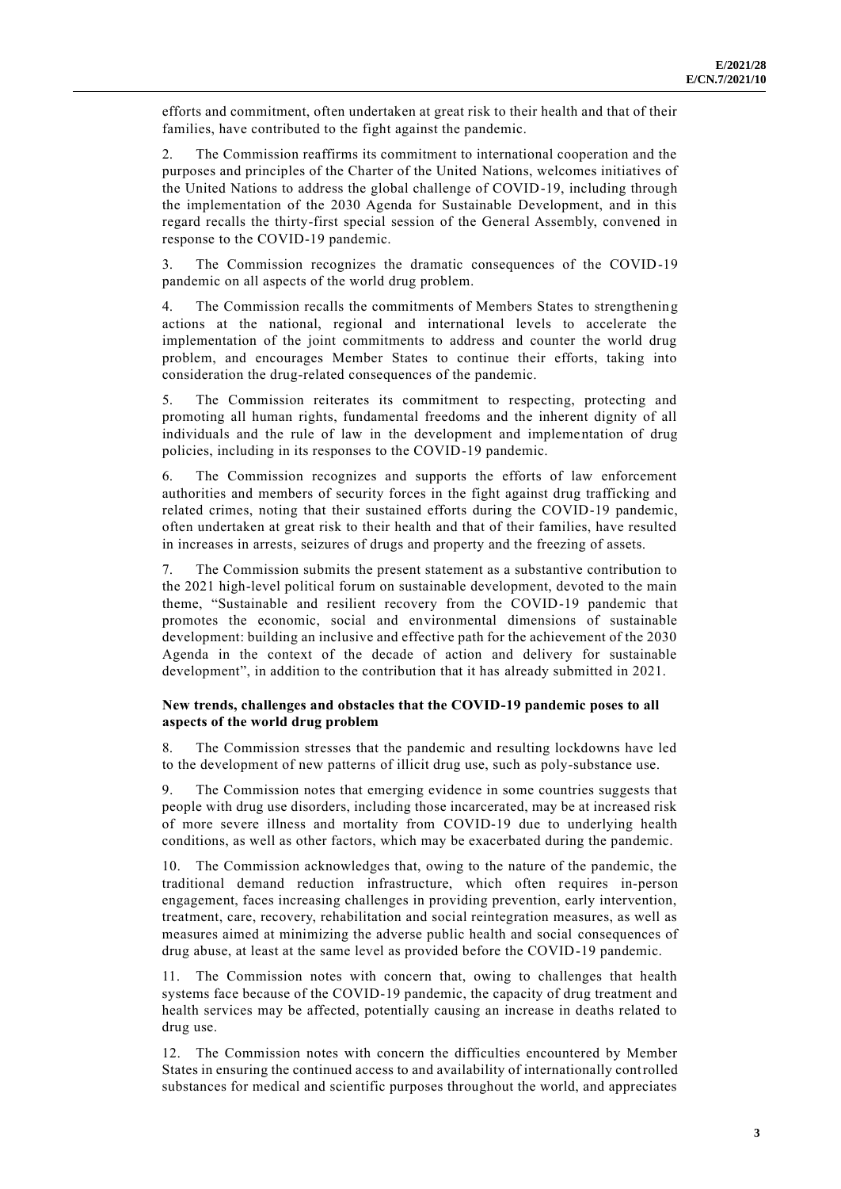efforts and commitment, often undertaken at great risk to their health and that of their families, have contributed to the fight against the pandemic.

2. The Commission reaffirms its commitment to international cooperation and the purposes and principles of the Charter of the United Nations, welcomes initiatives of the United Nations to address the global challenge of COVID-19, including through the implementation of the 2030 Agenda for Sustainable Development, and in this regard recalls the thirty-first special session of the General Assembly, convened in response to the COVID-19 pandemic.

3. The Commission recognizes the dramatic consequences of the COVID-19 pandemic on all aspects of the world drug problem.

4. The Commission recalls the commitments of Members States to strengthening actions at the national, regional and international levels to accelerate the implementation of the joint commitments to address and counter the world drug problem, and encourages Member States to continue their efforts, taking into consideration the drug-related consequences of the pandemic.

5. The Commission reiterates its commitment to respecting, protecting and promoting all human rights, fundamental freedoms and the inherent dignity of all individuals and the rule of law in the development and implementation of drug policies, including in its responses to the COVID-19 pandemic.

6. The Commission recognizes and supports the efforts of law enforcement authorities and members of security forces in the fight against drug trafficking and related crimes, noting that their sustained efforts during the COVID-19 pandemic, often undertaken at great risk to their health and that of their families, have resulted in increases in arrests, seizures of drugs and property and the freezing of assets.

7. The Commission submits the present statement as a substantive contribution to the 2021 high-level political forum on sustainable development, devoted to the main theme, "Sustainable and resilient recovery from the COVID-19 pandemic that promotes the economic, social and environmental dimensions of sustainable development: building an inclusive and effective path for the achievement of the 2030 Agenda in the context of the decade of action and delivery for sustainable development", in addition to the contribution that it has already submitted in 2021.

**New trends, challenges and obstacles that the COVID-19 pandemic poses to all aspects of the world drug problem**

8. The Commission stresses that the pandemic and resulting lockdowns have led to the development of new patterns of illicit drug use, such as poly-substance use.

9. The Commission notes that emerging evidence in some countries suggests that people with drug use disorders, including those incarcerated, may be at increased risk of more severe illness and mortality from COVID-19 due to underlying health conditions, as well as other factors, which may be exacerbated during the pandemic.

10. The Commission acknowledges that, owing to the nature of the pandemic, the traditional demand reduction infrastructure, which often requires in-person engagement, faces increasing challenges in providing prevention, early intervention, treatment, care, recovery, rehabilitation and social reintegration measures, as well as measures aimed at minimizing the adverse public health and social consequences of drug abuse, at least at the same level as provided before the COVID-19 pandemic.

11. The Commission notes with concern that, owing to challenges that health systems face because of the COVID-19 pandemic, the capacity of drug treatment and health services may be affected, potentially causing an increase in deaths related to drug use.

12. The Commission notes with concern the difficulties encountered by Member States in ensuring the continued access to and availability of internationally controlled substances for medical and scientific purposes throughout the world, and appreciates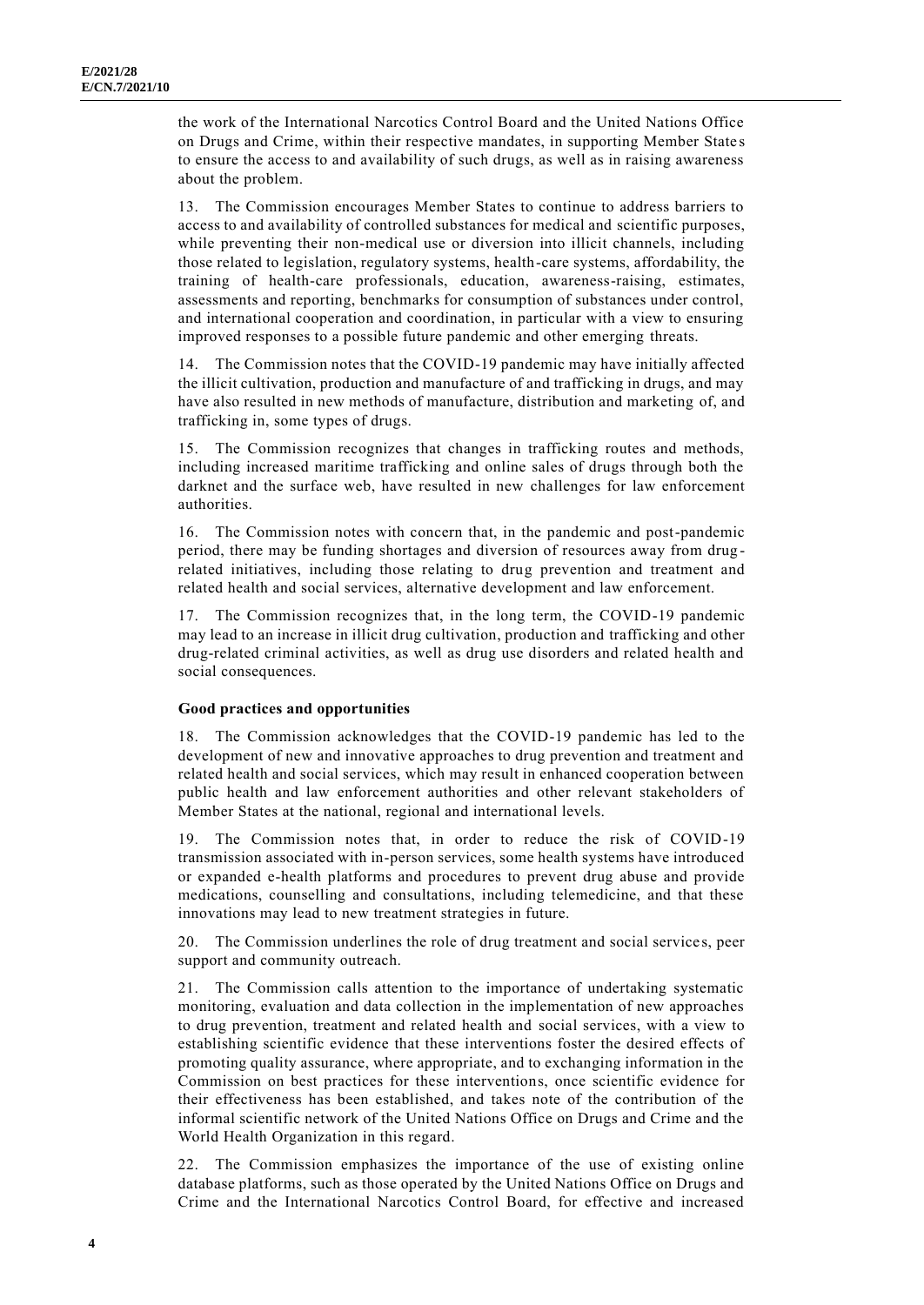the work of the International Narcotics Control Board and the United Nations Office on Drugs and Crime, within their respective mandates, in supporting Member States to ensure the access to and availability of such drugs, as well as in raising awareness about the problem.

13. The Commission encourages Member States to continue to address barriers to access to and availability of controlled substances for medical and scientific purposes, while preventing their non-medical use or diversion into illicit channels, including those related to legislation, regulatory systems, health-care systems, affordability, the training of health-care professionals, education, awareness-raising, estimates, assessments and reporting, benchmarks for consumption of substances under control, and international cooperation and coordination, in particular with a view to ensuring improved responses to a possible future pandemic and other emerging threats.

14. The Commission notes that the COVID-19 pandemic may have initially affected the illicit cultivation, production and manufacture of and trafficking in drugs, and may have also resulted in new methods of manufacture, distribution and marketing of, and trafficking in, some types of drugs.

15. The Commission recognizes that changes in trafficking routes and methods, including increased maritime trafficking and online sales of drugs through both the darknet and the surface web, have resulted in new challenges for law enforcement authorities.

16. The Commission notes with concern that, in the pandemic and post-pandemic period, there may be funding shortages and diversion of resources away from drug-related initiatives, including those relating to drug prevention and treatment and related health and social services, alternative development and law enforcement.

17. The Commission recognizes that, in the long term, the COVID-19 pandemic may lead to an increase in illicit drug cultivation, production and trafficking and other drug-related criminal activities, as well as drug use disorders and related health and social consequences.

**Good practices and opportunities**

18. The Commission acknowledges that the COVID-19 pandemic has led to the development of new and innovative approaches to drug prevention and treatment and related health and social services, which may result in enhanced cooperation between public health and law enforcement authorities and other relevant stakeholders of Member States at the national, regional and international levels.

19. The Commission notes that, in order to reduce the risk of COVID-19 transmission associated with in-person services, some health systems have introduced or expanded e-health platforms and procedures to prevent drug abuse and provide medications, counselling and consultations, including telemedicine, and that these innovations may lead to new treatment strategies in future.

20. The Commission underlines the role of drug treatment and social services, peer support and community outreach.

21. The Commission calls attention to the importance of undertaking systematic monitoring, evaluation and data collection in the implementation of new approaches to drug prevention, treatment and related health and social services, with a view to establishing scientific evidence that these interventions foster the desired effects of promoting quality assurance, where appropriate, and to exchanging information in the Commission on best practices for these interventions, once scientific evidence for their effectiveness has been established, and takes note of the contribution of the informal scientific network of the United Nations Office on Drugs and Crime and the World Health Organization in this regard.

22. The Commission emphasizes the importance of the use of existing online database platforms, such as those operated by the United Nations Office on Drugs and Crime and the International Narcotics Control Board, for effective and increased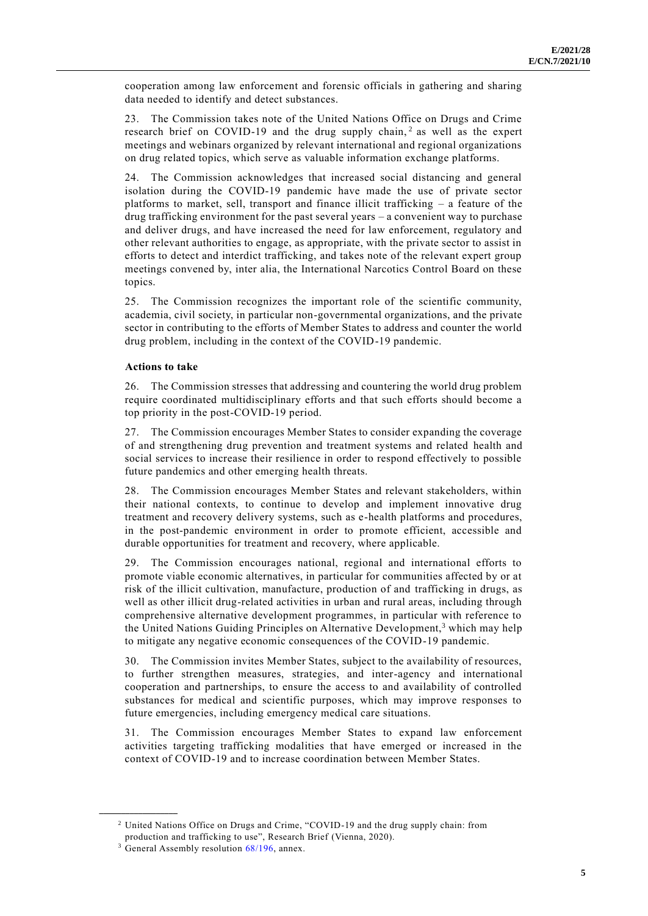cooperation among law enforcement and forensic officials in gathering and sharing data needed to identify and detect substances.

23. The Commission takes note of the United Nations Office on Drugs and Crime research brief on COVID-19 and the drug supply chain,[2] as well as the expert meetings and webinars organized by relevant international and regional organizations on drug related topics, which serve as valuable information exchange platforms.

24. The Commission acknowledges that increased social distancing and general isolation during the COVID-19 pandemic have made the use of private sector platforms to market, sell, transport and finance illicit trafficking – a feature of the drug trafficking environment for the past several years – a convenient way to purchase and deliver drugs, and have increased the need for law enforcement, regulatory and other relevant authorities to engage, as appropriate, with the private sector to assist in efforts to detect and interdict trafficking, and takes note of the relevant expert group meetings convened by, inter alia, the International Narcotics Control Board on these topics.

25. The Commission recognizes the important role of the scientific community, academia, civil society, in particular non-governmental organizations, and the private sector in contributing to the efforts of Member States to address and counter the world drug problem, including in the context of the COVID-19 pandemic.

**Actions to take**

26. The Commission stresses that addressing and countering the world drug problem require coordinated multidisciplinary efforts and that such efforts should become a top priority in the post-COVID-19 period.

27. The Commission encourages Member States to consider expanding the coverage of and strengthening drug prevention and treatment systems and related health and social services to increase their resilience in order to respond effectively to possible future pandemics and other emerging health threats.

28. The Commission encourages Member States and relevant stakeholders, within their national contexts, to continue to develop and implement innovative drug treatment and recovery delivery systems, such as e-health platforms and procedures, in the post-pandemic environment in order to promote efficient, accessible and durable opportunities for treatment and recovery, where applicable.

29. The Commission encourages national, regional and international efforts to promote viable economic alternatives, in particular for communities affected by or at risk of the illicit cultivation, manufacture, production of and trafficking in drugs, as well as other illicit drug-related activities in urban and rural areas, including through comprehensive alternative development programmes, in particular with reference to the United Nations Guiding Principles on Alternative Development,[3] which may help to mitigate any negative economic consequences of the COVID-19 pandemic.

30. The Commission invites Member States, subject to the availability of resources, to further strengthen measures, strategies, and inter-agency and international cooperation and partnerships, to ensure the access to and availability of controlled substances for medical and scientific purposes, which may improve responses to future emergencies, including emergency medical care situations.

31. The Commission encourages Member States to expand law enforcement activities targeting trafficking modalities that have emerged or increased in the context of COVID-19 and to increase coordination between Member States.

---

[2] United Nations Office on Drugs and Crime, "COVID-19 and the drug supply chain: from production and trafficking to use", Research Brief (Vienna, 2020).

[3] General Assembly resolution 68/196, annex.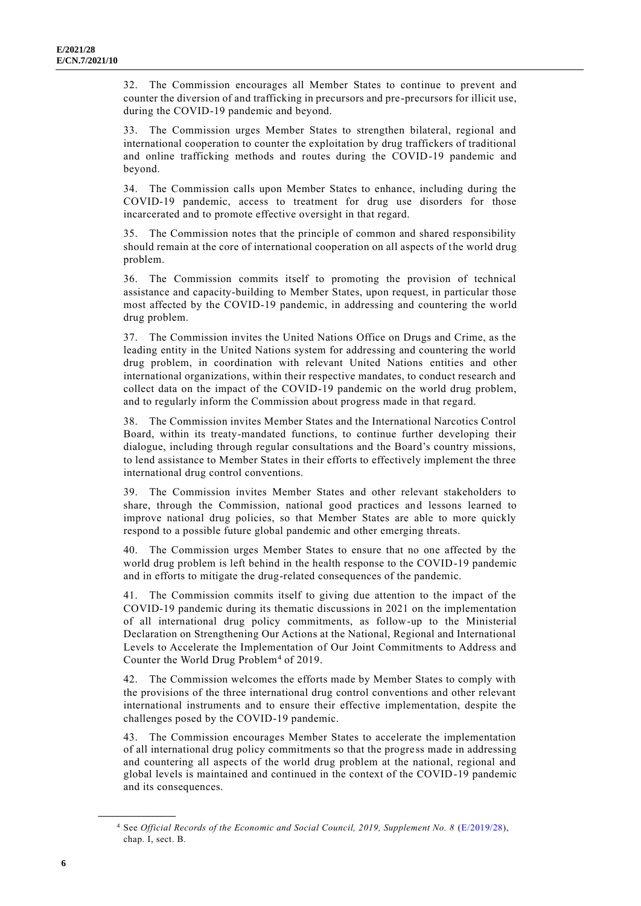32. The Commission encourages all Member States to continue to prevent and counter the diversion of and trafficking in precursors and pre-precursors for illicit use, during the COVID-19 pandemic and beyond.

33. The Commission urges Member States to strengthen bilateral, regional and international cooperation to counter the exploitation by drug traffickers of traditional and online trafficking methods and routes during the COVID-19 pandemic and beyond.

34. The Commission calls upon Member States to enhance, including during the COVID-19 pandemic, access to treatment for drug use disorders for those incarcerated and to promote effective oversight in that regard.

35. The Commission notes that the principle of common and shared responsibility should remain at the core of international cooperation on all aspects of the world drug problem.

36. The Commission commits itself to promoting the provision of technical assistance and capacity-building to Member States, upon request, in particular those most affected by the COVID-19 pandemic, in addressing and countering the world drug problem.

37. The Commission invites the United Nations Office on Drugs and Crime, as the leading entity in the United Nations system for addressing and countering the world drug problem, in coordination with relevant United Nations entities and other international organizations, within their respective mandates, to conduct research and collect data on the impact of the COVID-19 pandemic on the world drug problem, and to regularly inform the Commission about progress made in that regard.

38. The Commission invites Member States and the International Narcotics Control Board, within its treaty-mandated functions, to continue further developing their dialogue, including through regular consultations and the Board's country missions, to lend assistance to Member States in their efforts to effectively implement the three international drug control conventions.

39. The Commission invites Member States and other relevant stakeholders to share, through the Commission, national good practices and lessons learned to improve national drug policies, so that Member States are able to more quickly respond to a possible future global pandemic and other emerging threats.

40. The Commission urges Member States to ensure that no one affected by the world drug problem is left behind in the health response to the COVID-19 pandemic and in efforts to mitigate the drug-related consequences of the pandemic.

41. The Commission commits itself to giving due attention to the impact of the COVID-19 pandemic during its thematic discussions in 2021 on the implementation of all international drug policy commitments, as follow-up to the Ministerial Declaration on Strengthening Our Actions at the National, Regional and International Levels to Accelerate the Implementation of Our Joint Commitments to Address and Counter the World Drug Problem[4] of 2019.

42. The Commission welcomes the efforts made by Member States to comply with the provisions of the three international drug control conventions and other relevant international instruments and to ensure their effective implementation, despite the challenges posed by the COVID-19 pandemic.

43. The Commission encourages Member States to accelerate the implementation of all international drug policy commitments so that the progress made in addressing and countering all aspects of the world drug problem at the national, regional and global levels is maintained and continued in the context of the COVID-19 pandemic and its consequences.

---

[4] See *Official Records of the Economic and Social Council, 2019, Supplement No. 8* (E/2019/28), chap. I, sect. B.